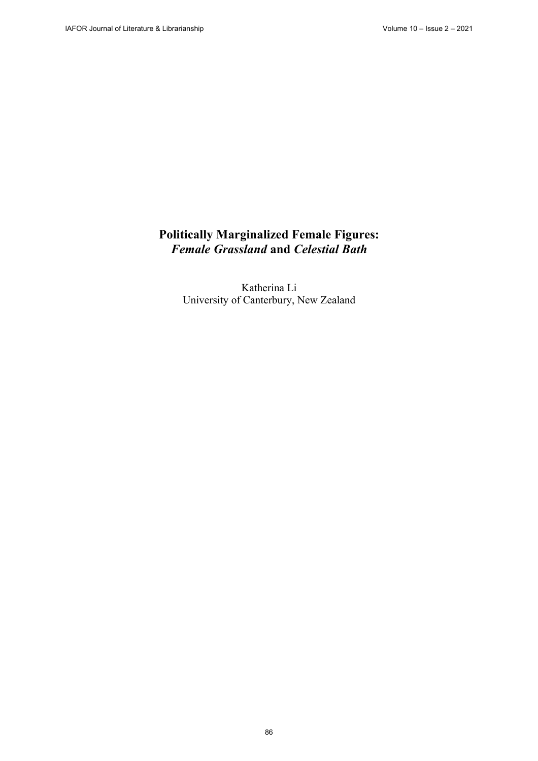# Politically Marginalized Female Figures: *Female Grassland* and *Celestial Bath*

Katherina Li
University of Canterbury, New Zealand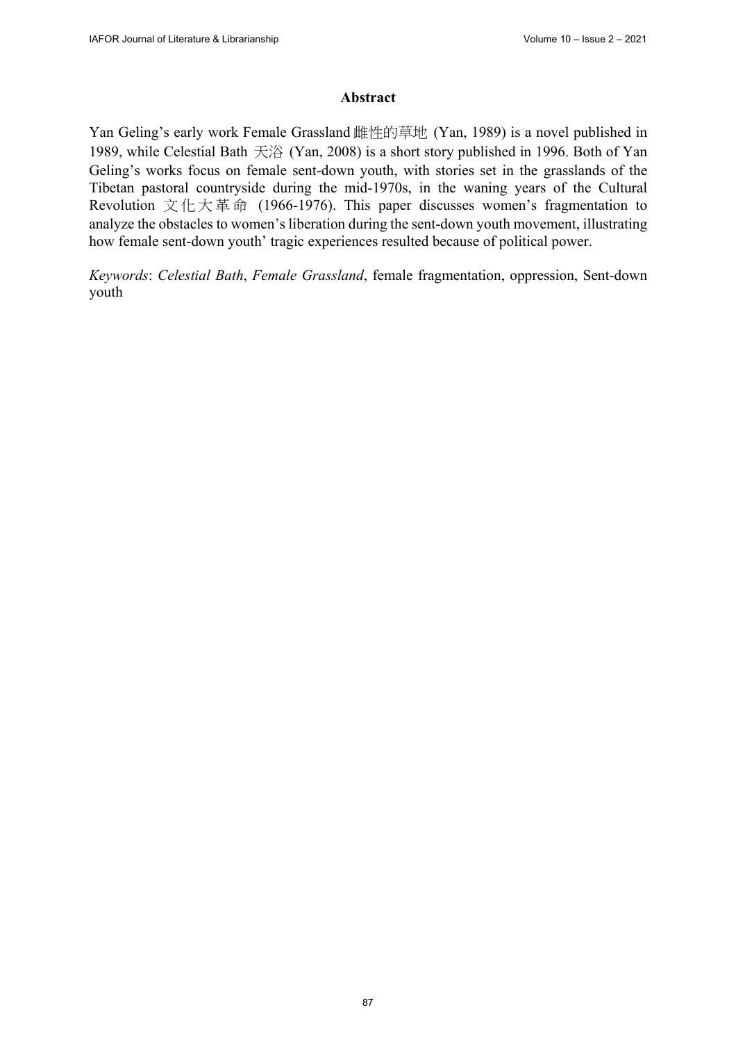**Abstract**

Yan Geling's early work Female Grassland 雌性的草地 (Yan, 1989) is a novel published in 1989, while Celestial Bath 天浴 (Yan, 2008) is a short story published in 1996. Both of Yan Geling's works focus on female sent-down youth, with stories set in the grasslands of the Tibetan pastoral countryside during the mid-1970s, in the waning years of the Cultural Revolution 文化大革命 (1966-1976). This paper discusses women's fragmentation to analyze the obstacles to women's liberation during the sent-down youth movement, illustrating how female sent-down youth' tragic experiences resulted because of political power.

*Keywords*: *Celestial Bath*, *Female Grassland*, female fragmentation, oppression, Sent-down youth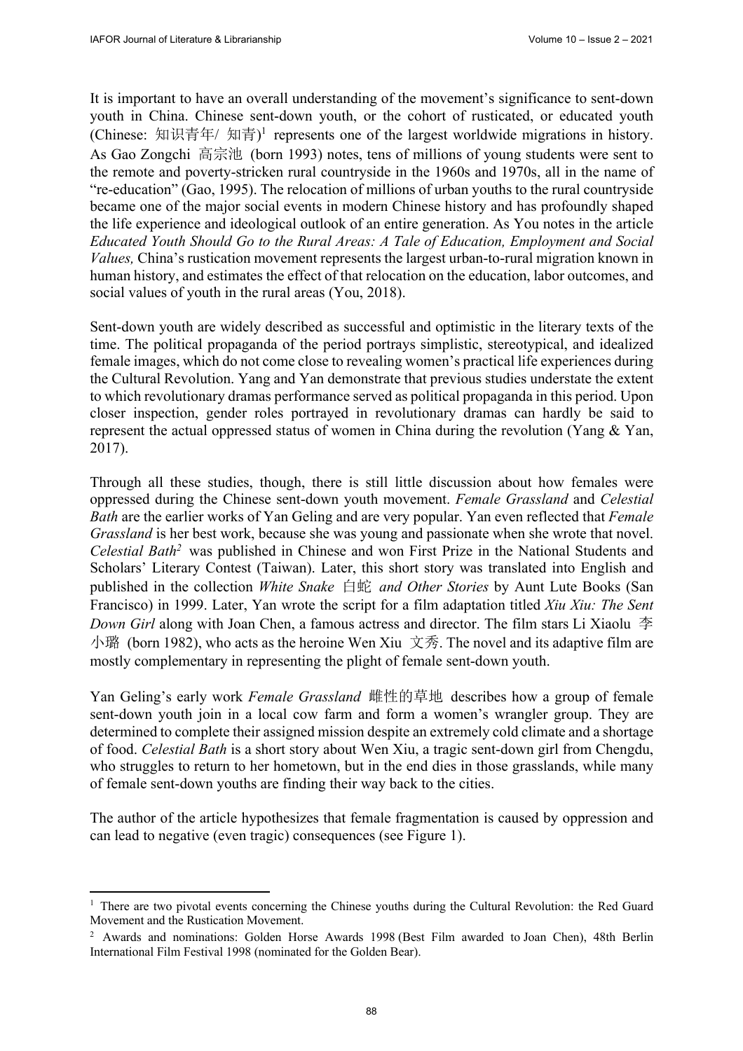It is important to have an overall understanding of the movement's significance to sent-down youth in China. Chinese sent-down youth, or the cohort of rusticated, or educated youth (Chinese: 知识青年/ 知青)[1] represents one of the largest worldwide migrations in history. As Gao Zongchi 高宗池 (born 1993) notes, tens of millions of young students were sent to the remote and poverty-stricken rural countryside in the 1960s and 1970s, all in the name of "re-education" (Gao, 1995). The relocation of millions of urban youths to the rural countryside became one of the major social events in modern Chinese history and has profoundly shaped the life experience and ideological outlook of an entire generation. As You notes in the article *Educated Youth Should Go to the Rural Areas: A Tale of Education, Employment and Social Values,* China's rustication movement represents the largest urban-to-rural migration known in human history, and estimates the effect of that relocation on the education, labor outcomes, and social values of youth in the rural areas (You, 2018).

Sent-down youth are widely described as successful and optimistic in the literary texts of the time. The political propaganda of the period portrays simplistic, stereotypical, and idealized female images, which do not come close to revealing women's practical life experiences during the Cultural Revolution. Yang and Yan demonstrate that previous studies understate the extent to which revolutionary dramas performance served as political propaganda in this period. Upon closer inspection, gender roles portrayed in revolutionary dramas can hardly be said to represent the actual oppressed status of women in China during the revolution (Yang & Yan, 2017).

Through all these studies, though, there is still little discussion about how females were oppressed during the Chinese sent-down youth movement. *Female Grassland* and *Celestial Bath* are the earlier works of Yan Geling and are very popular. Yan even reflected that *Female Grassland* is her best work, because she was young and passionate when she wrote that novel. *Celestial Bath*[2] was published in Chinese and won First Prize in the National Students and Scholars' Literary Contest (Taiwan). Later, this short story was translated into English and published in the collection *White Snake* 白蛇 *and Other Stories* by Aunt Lute Books (San Francisco) in 1999. Later, Yan wrote the script for a film adaptation titled *Xiu Xiu: The Sent Down Girl* along with Joan Chen, a famous actress and director. The film stars Li Xiaolu 李小璐 (born 1982), who acts as the heroine Wen Xiu 文秀. The novel and its adaptive film are mostly complementary in representing the plight of female sent-down youth.

Yan Geling's early work *Female Grassland* 雌性的草地 describes how a group of female sent-down youth join in a local cow farm and form a women's wrangler group. They are determined to complete their assigned mission despite an extremely cold climate and a shortage of food. *Celestial Bath* is a short story about Wen Xiu, a tragic sent-down girl from Chengdu, who struggles to return to her hometown, but in the end dies in those grasslands, while many of female sent-down youths are finding their way back to the cities.

The author of the article hypothesizes that female fragmentation is caused by oppression and can lead to negative (even tragic) consequences (see Figure 1).

---

[1] There are two pivotal events concerning the Chinese youths during the Cultural Revolution: the Red Guard Movement and the Rustication Movement.

[2] Awards and nominations: Golden Horse Awards 1998 (Best Film awarded to Joan Chen), 48th Berlin International Film Festival 1998 (nominated for the Golden Bear).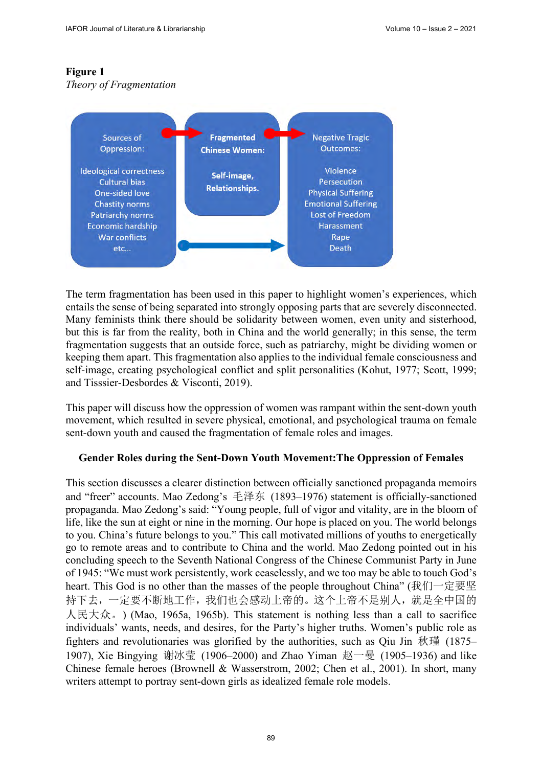**Figure 1**
*Theory of Fragmentation*

Sources of Oppression:

Ideological correctness
Cultural bias
One-sided love
Chastity norms
Patriarchy norms
Economic hardship
War conflicts
etc...

**Fragmented Chinese Women:**

**Self-image, Relationships.**

Negative Tragic Outcomes:

Violence
Persecution
Physical Suffering
Emotional Suffering
Lost of Freedom
Harassment
Rape
Death

The term fragmentation has been used in this paper to highlight women's experiences, which entails the sense of being separated into strongly opposing parts that are severely disconnected. Many feminists think there should be solidarity between women, even unity and sisterhood, but this is far from the reality, both in China and the world generally; in this sense, the term fragmentation suggests that an outside force, such as patriarchy, might be dividing women or keeping them apart. This fragmentation also applies to the individual female consciousness and self-image, creating psychological conflict and split personalities (Kohut, 1977; Scott, 1999; and Tisssier-Desbordes & Visconti, 2019).

This paper will discuss how the oppression of women was rampant within the sent-down youth movement, which resulted in severe physical, emotional, and psychological trauma on female sent-down youth and caused the fragmentation of female roles and images.

## Gender Roles during the Sent-Down Youth Movement:The Oppression of Females

This section discusses a clearer distinction between officially sanctioned propaganda memoirs and "freer" accounts. Mao Zedong's 毛泽东 (1893–1976) statement is officially-sanctioned propaganda. Mao Zedong's said: "Young people, full of vigor and vitality, are in the bloom of life, like the sun at eight or nine in the morning. Our hope is placed on you. The world belongs to you. China's future belongs to you." This call motivated millions of youths to energetically go to remote areas and to contribute to China and the world. Mao Zedong pointed out in his concluding speech to the Seventh National Congress of the Chinese Communist Party in June of 1945: "We must work persistently, work ceaselessly, and we too may be able to touch God's heart. This God is no other than the masses of the people throughout China" (我们一定要坚持下去，一定要不断地工作，我们也会感动上帝的。这个上帝不是别人，就是全中国的人民大众。) (Mao, 1965a, 1965b). This statement is nothing less than a call to sacrifice individuals' wants, needs, and desires, for the Party's higher truths. Women's public role as fighters and revolutionaries was glorified by the authorities, such as Qiu Jin 秋瑾 (1875–1907), Xie Bingying 谢冰莹 (1906–2000) and Zhao Yiman 赵一曼 (1905–1936) and like Chinese female heroes (Brownell & Wasserstrom, 2002; Chen et al., 2001). In short, many writers attempt to portray sent-down girls as idealized female role models.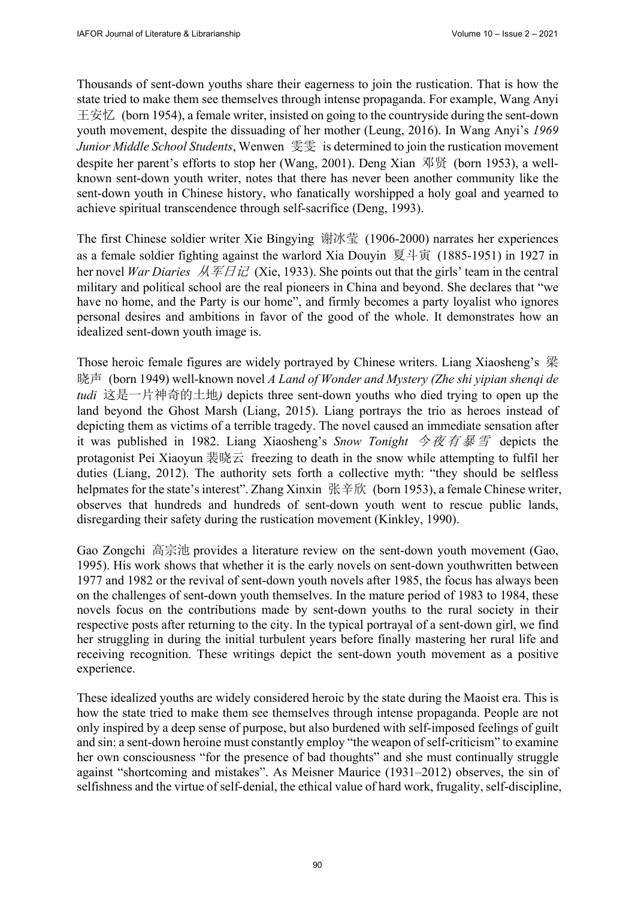Thousands of sent-down youths share their eagerness to join the rustication. That is how the state tried to make them see themselves through intense propaganda. For example, Wang Anyi 王安忆 (born 1954), a female writer, insisted on going to the countryside during the sent-down youth movement, despite the dissuading of her mother (Leung, 2016). In Wang Anyi's *1969 Junior Middle School Students*, Wenwen 雯雯 is determined to join the rustication movement despite her parent's efforts to stop her (Wang, 2001). Deng Xian 邓贤 (born 1953), a well-known sent-down youth writer, notes that there has never been another community like the sent-down youth in Chinese history, who fanatically worshipped a holy goal and yearned to achieve spiritual transcendence through self-sacrifice (Deng, 1993).

The first Chinese soldier writer Xie Bingying 谢冰莹 (1906-2000) narrates her experiences as a female soldier fighting against the warlord Xia Douyin 夏斗寅 (1885-1951) in 1927 in her novel *War Diaries 从军日记* (Xie, 1933). She points out that the girls' team in the central military and political school are the real pioneers in China and beyond. She declares that "we have no home, and the Party is our home", and firmly becomes a party loyalist who ignores personal desires and ambitions in favor of the good of the whole. It demonstrates how an idealized sent-down youth image is.

Those heroic female figures are widely portrayed by Chinese writers. Liang Xiaosheng's 梁晓声 (born 1949) well-known novel *A Land of Wonder and Mystery (Zhe shi yipian shenqi de tudi* 这是一片神奇的土地*)* depicts three sent-down youths who died trying to open up the land beyond the Ghost Marsh (Liang, 2015). Liang portrays the trio as heroes instead of depicting them as victims of a terrible tragedy. The novel caused an immediate sensation after it was published in 1982. Liang Xiaosheng's *Snow Tonight 今夜有暴雪* depicts the protagonist Pei Xiaoyun 裴晓云 freezing to death in the snow while attempting to fulfil her duties (Liang, 2012). The authority sets forth a collective myth: "they should be selfless helpmates for the state's interest". Zhang Xinxin 张辛欣 (born 1953), a female Chinese writer, observes that hundreds and hundreds of sent-down youth went to rescue public lands, disregarding their safety during the rustication movement (Kinkley, 1990).

Gao Zongchi 高宗池 provides a literature review on the sent-down youth movement (Gao, 1995). His work shows that whether it is the early novels on sent-down youthwritten between 1977 and 1982 or the revival of sent-down youth novels after 1985, the focus has always been on the challenges of sent-down youth themselves. In the mature period of 1983 to 1984, these novels focus on the contributions made by sent-down youths to the rural society in their respective posts after returning to the city. In the typical portrayal of a sent-down girl, we find her struggling in during the initial turbulent years before finally mastering her rural life and receiving recognition. These writings depict the sent-down youth movement as a positive experience.

These idealized youths are widely considered heroic by the state during the Maoist era. This is how the state tried to make them see themselves through intense propaganda. People are not only inspired by a deep sense of purpose, but also burdened with self-imposed feelings of guilt and sin: a sent-down heroine must constantly employ "the weapon of self-criticism" to examine her own consciousness "for the presence of bad thoughts" and she must continually struggle against "shortcoming and mistakes". As Meisner Maurice (1931–2012) observes, the sin of selfishness and the virtue of self-denial, the ethical value of hard work, frugality, self-discipline,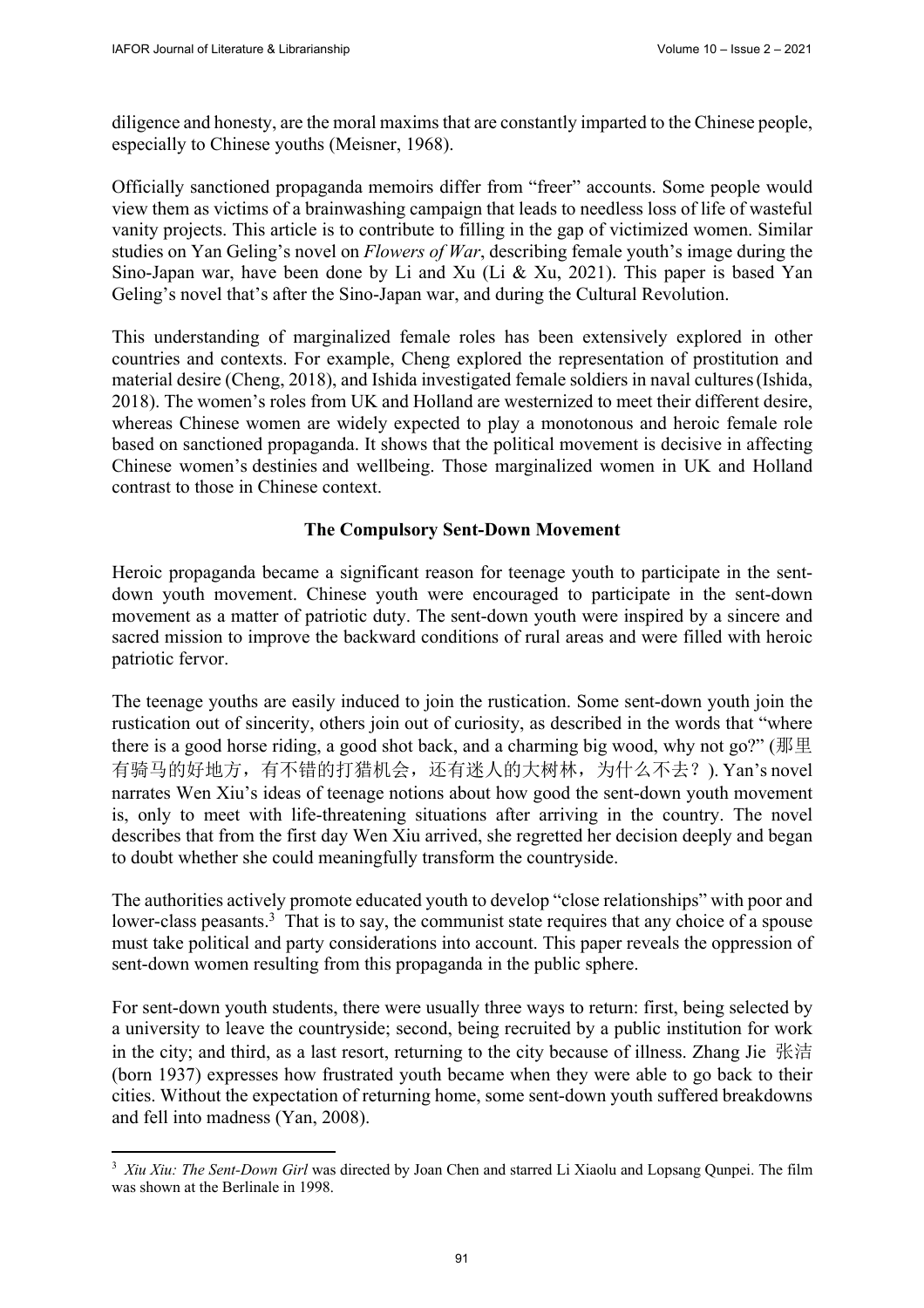diligence and honesty, are the moral maxims that are constantly imparted to the Chinese people, especially to Chinese youths (Meisner, 1968).

Officially sanctioned propaganda memoirs differ from "freer" accounts. Some people would view them as victims of a brainwashing campaign that leads to needless loss of life of wasteful vanity projects. This article is to contribute to filling in the gap of victimized women. Similar studies on Yan Geling's novel on *Flowers of War*, describing female youth's image during the Sino-Japan war, have been done by Li and Xu (Li & Xu, 2021). This paper is based Yan Geling's novel that's after the Sino-Japan war, and during the Cultural Revolution.

This understanding of marginalized female roles has been extensively explored in other countries and contexts. For example, Cheng explored the representation of prostitution and material desire (Cheng, 2018), and Ishida investigated female soldiers in naval cultures (Ishida, 2018). The women's roles from UK and Holland are westernized to meet their different desire, whereas Chinese women are widely expected to play a monotonous and heroic female role based on sanctioned propaganda. It shows that the political movement is decisive in affecting Chinese women's destinies and wellbeing. Those marginalized women in UK and Holland contrast to those in Chinese context.

## The Compulsory Sent-Down Movement

Heroic propaganda became a significant reason for teenage youth to participate in the sent-down youth movement. Chinese youth were encouraged to participate in the sent-down movement as a matter of patriotic duty. The sent-down youth were inspired by a sincere and sacred mission to improve the backward conditions of rural areas and were filled with heroic patriotic fervor.

The teenage youths are easily induced to join the rustication. Some sent-down youth join the rustication out of sincerity, others join out of curiosity, as described in the words that "where there is a good horse riding, a good shot back, and a charming big wood, why not go?" (那里有骑马的好地方，有不错的打猎机会，还有迷人的大树林，为什么不去？). Yan's novel narrates Wen Xiu's ideas of teenage notions about how good the sent-down youth movement is, only to meet with life-threatening situations after arriving in the country. The novel describes that from the first day Wen Xiu arrived, she regretted her decision deeply and began to doubt whether she could meaningfully transform the countryside.

The authorities actively promote educated youth to develop "close relationships" with poor and lower-class peasants.[3] That is to say, the communist state requires that any choice of a spouse must take political and party considerations into account. This paper reveals the oppression of sent-down women resulting from this propaganda in the public sphere.

For sent-down youth students, there were usually three ways to return: first, being selected by a university to leave the countryside; second, being recruited by a public institution for work in the city; and third, as a last resort, returning to the city because of illness. Zhang Jie 张洁 (born 1937) expresses how frustrated youth became when they were able to go back to their cities. Without the expectation of returning home, some sent-down youth suffered breakdowns and fell into madness (Yan, 2008).

[3] *Xiu Xiu: The Sent-Down Girl* was directed by Joan Chen and starred Li Xiaolu and Lopsang Qunpei. The film was shown at the Berlinale in 1998.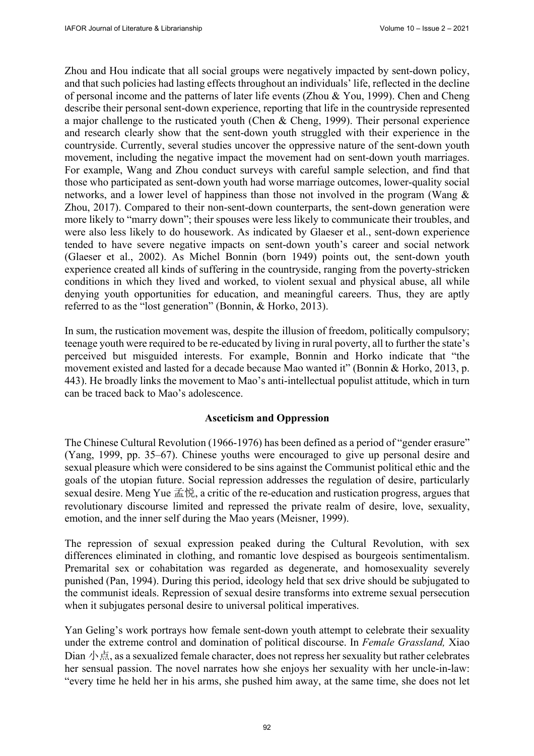Zhou and Hou indicate that all social groups were negatively impacted by sent-down policy, and that such policies had lasting effects throughout an individuals' life, reflected in the decline of personal income and the patterns of later life events (Zhou & You, 1999). Chen and Cheng describe their personal sent-down experience, reporting that life in the countryside represented a major challenge to the rusticated youth (Chen & Cheng, 1999). Their personal experience and research clearly show that the sent-down youth struggled with their experience in the countryside. Currently, several studies uncover the oppressive nature of the sent-down youth movement, including the negative impact the movement had on sent-down youth marriages. For example, Wang and Zhou conduct surveys with careful sample selection, and find that those who participated as sent-down youth had worse marriage outcomes, lower-quality social networks, and a lower level of happiness than those not involved in the program (Wang & Zhou, 2017). Compared to their non-sent-down counterparts, the sent-down generation were more likely to "marry down"; their spouses were less likely to communicate their troubles, and were also less likely to do housework. As indicated by Glaeser et al., sent-down experience tended to have severe negative impacts on sent-down youth's career and social network (Glaeser et al., 2002). As Michel Bonnin (born 1949) points out, the sent-down youth experience created all kinds of suffering in the countryside, ranging from the poverty-stricken conditions in which they lived and worked, to violent sexual and physical abuse, all while denying youth opportunities for education, and meaningful careers. Thus, they are aptly referred to as the "lost generation" (Bonnin, & Horko, 2013).

In sum, the rustication movement was, despite the illusion of freedom, politically compulsory; teenage youth were required to be re-educated by living in rural poverty, all to further the state's perceived but misguided interests. For example, Bonnin and Horko indicate that "the movement existed and lasted for a decade because Mao wanted it" (Bonnin & Horko, 2013, p. 443). He broadly links the movement to Mao's anti-intellectual populist attitude, which in turn can be traced back to Mao's adolescence.

## Asceticism and Oppression

The Chinese Cultural Revolution (1966-1976) has been defined as a period of "gender erasure" (Yang, 1999, pp. 35–67). Chinese youths were encouraged to give up personal desire and sexual pleasure which were considered to be sins against the Communist political ethic and the goals of the utopian future. Social repression addresses the regulation of desire, particularly sexual desire. Meng Yue 孟悦, a critic of the re-education and rustication progress, argues that revolutionary discourse limited and repressed the private realm of desire, love, sexuality, emotion, and the inner self during the Mao years (Meisner, 1999).

The repression of sexual expression peaked during the Cultural Revolution, with sex differences eliminated in clothing, and romantic love despised as bourgeois sentimentalism. Premarital sex or cohabitation was regarded as degenerate, and homosexuality severely punished (Pan, 1994). During this period, ideology held that sex drive should be subjugated to the communist ideals. Repression of sexual desire transforms into extreme sexual persecution when it subjugates personal desire to universal political imperatives.

Yan Geling's work portrays how female sent-down youth attempt to celebrate their sexuality under the extreme control and domination of political discourse. In *Female Grassland,* Xiao Dian 小点, as a sexualized female character, does not repress her sexuality but rather celebrates her sensual passion. The novel narrates how she enjoys her sexuality with her uncle-in-law: "every time he held her in his arms, she pushed him away, at the same time, she does not let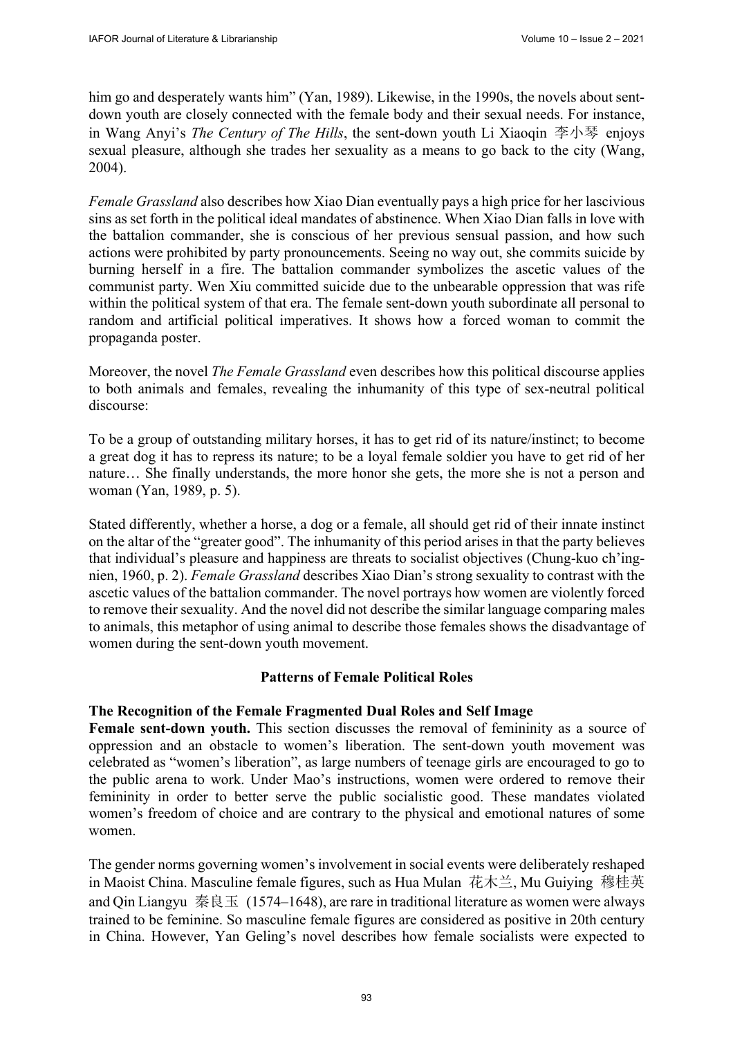him go and desperately wants him" (Yan, 1989). Likewise, in the 1990s, the novels about sent-down youth are closely connected with the female body and their sexual needs. For instance, in Wang Anyi's *The Century of The Hills*, the sent-down youth Li Xiaoqin 李小琴 enjoys sexual pleasure, although she trades her sexuality as a means to go back to the city (Wang, 2004).

*Female Grassland* also describes how Xiao Dian eventually pays a high price for her lascivious sins as set forth in the political ideal mandates of abstinence. When Xiao Dian falls in love with the battalion commander, she is conscious of her previous sensual passion, and how such actions were prohibited by party pronouncements. Seeing no way out, she commits suicide by burning herself in a fire. The battalion commander symbolizes the ascetic values of the communist party. Wen Xiu committed suicide due to the unbearable oppression that was rife within the political system of that era. The female sent-down youth subordinate all personal to random and artificial political imperatives. It shows how a forced woman to commit the propaganda poster.

Moreover, the novel *The Female Grassland* even describes how this political discourse applies to both animals and females, revealing the inhumanity of this type of sex-neutral political discourse:

To be a group of outstanding military horses, it has to get rid of its nature/instinct; to become a great dog it has to repress its nature; to be a loyal female soldier you have to get rid of her nature… She finally understands, the more honor she gets, the more she is not a person and woman (Yan, 1989, p. 5).

Stated differently, whether a horse, a dog or a female, all should get rid of their innate instinct on the altar of the "greater good". The inhumanity of this period arises in that the party believes that individual's pleasure and happiness are threats to socialist objectives (Chung-kuo ch'ing-nien, 1960, p. 2). *Female Grassland* describes Xiao Dian's strong sexuality to contrast with the ascetic values of the battalion commander. The novel portrays how women are violently forced to remove their sexuality. And the novel did not describe the similar language comparing males to animals, this metaphor of using animal to describe those females shows the disadvantage of women during the sent-down youth movement.

## Patterns of Female Political Roles

### The Recognition of the Female Fragmented Dual Roles and Self Image

**Female sent-down youth.** This section discusses the removal of femininity as a source of oppression and an obstacle to women's liberation. The sent-down youth movement was celebrated as "women's liberation", as large numbers of teenage girls are encouraged to go to the public arena to work. Under Mao's instructions, women were ordered to remove their femininity in order to better serve the public socialistic good. These mandates violated women's freedom of choice and are contrary to the physical and emotional natures of some women.

The gender norms governing women's involvement in social events were deliberately reshaped in Maoist China. Masculine female figures, such as Hua Mulan 花木兰, Mu Guiying 穆桂英 and Qin Liangyu 秦良玉 (1574–1648), are rare in traditional literature as women were always trained to be feminine. So masculine female figures are considered as positive in 20th century in China. However, Yan Geling's novel describes how female socialists were expected to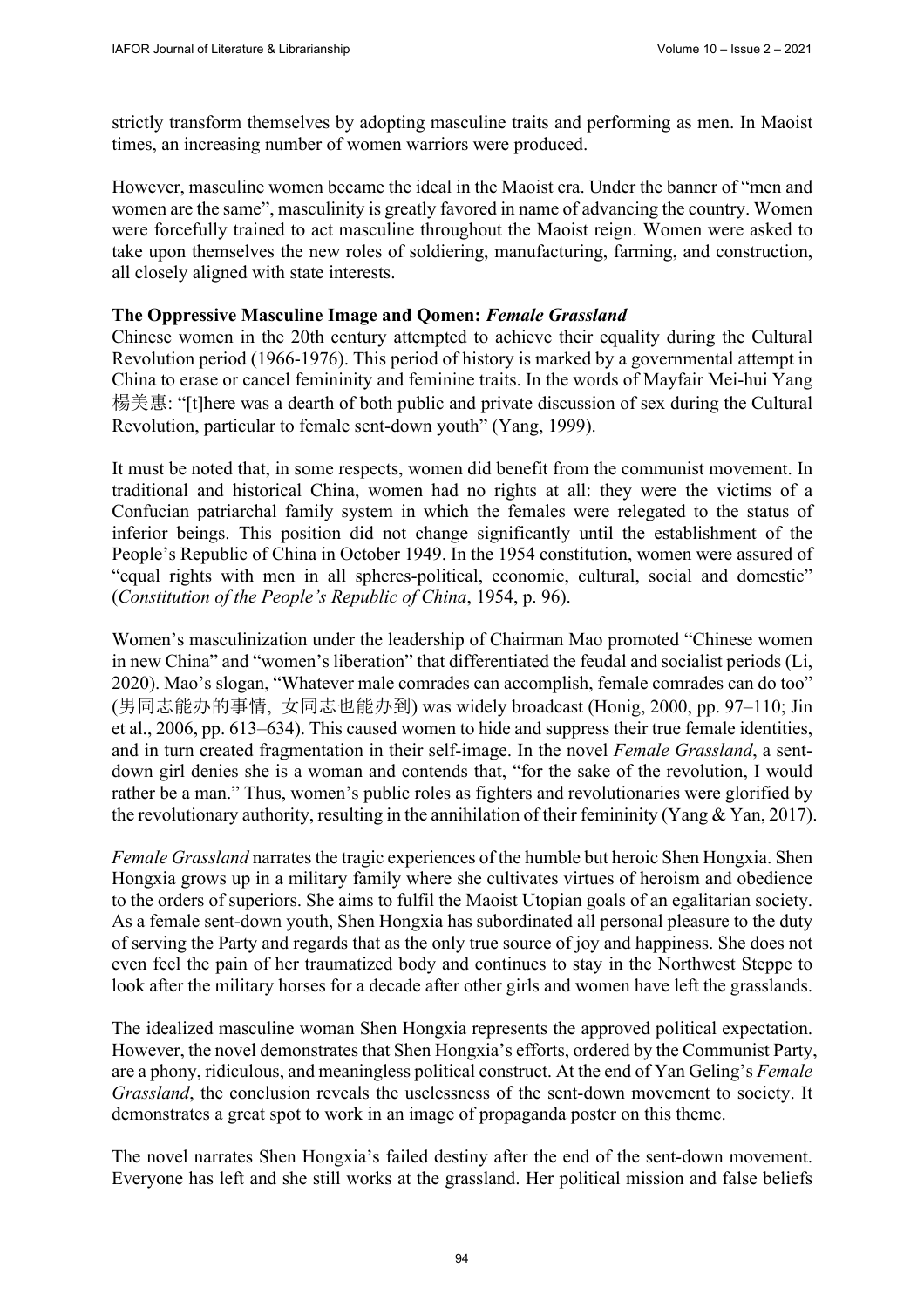strictly transform themselves by adopting masculine traits and performing as men. In Maoist times, an increasing number of women warriors were produced.

However, masculine women became the ideal in the Maoist era. Under the banner of "men and women are the same", masculinity is greatly favored in name of advancing the country. Women were forcefully trained to act masculine throughout the Maoist reign. Women were asked to take upon themselves the new roles of soldiering, manufacturing, farming, and construction, all closely aligned with state interests.

**The Oppressive Masculine Image and Qomen: *Female Grassland***

Chinese women in the 20th century attempted to achieve their equality during the Cultural Revolution period (1966-1976). This period of history is marked by a governmental attempt in China to erase or cancel femininity and feminine traits. In the words of Mayfair Mei-hui Yang 楊美惠: "[t]here was a dearth of both public and private discussion of sex during the Cultural Revolution, particular to female sent-down youth" (Yang, 1999).

It must be noted that, in some respects, women did benefit from the communist movement. In traditional and historical China, women had no rights at all: they were the victims of a Confucian patriarchal family system in which the females were relegated to the status of inferior beings. This position did not change significantly until the establishment of the People's Republic of China in October 1949. In the 1954 constitution, women were assured of "equal rights with men in all spheres-political, economic, cultural, social and domestic" (*Constitution of the People's Republic of China*, 1954, p. 96).

Women's masculinization under the leadership of Chairman Mao promoted "Chinese women in new China" and "women's liberation" that differentiated the feudal and socialist periods (Li, 2020). Mao's slogan, "Whatever male comrades can accomplish, female comrades can do too" (男同志能办的事情，女同志也能办到) was widely broadcast (Honig, 2000, pp. 97–110; Jin et al., 2006, pp. 613–634). This caused women to hide and suppress their true female identities, and in turn created fragmentation in their self-image. In the novel *Female Grassland*, a sent-down girl denies she is a woman and contends that, "for the sake of the revolution, I would rather be a man." Thus, women's public roles as fighters and revolutionaries were glorified by the revolutionary authority, resulting in the annihilation of their femininity (Yang & Yan, 2017).

*Female Grassland* narrates the tragic experiences of the humble but heroic Shen Hongxia. Shen Hongxia grows up in a military family where she cultivates virtues of heroism and obedience to the orders of superiors. She aims to fulfil the Maoist Utopian goals of an egalitarian society. As a female sent-down youth, Shen Hongxia has subordinated all personal pleasure to the duty of serving the Party and regards that as the only true source of joy and happiness. She does not even feel the pain of her traumatized body and continues to stay in the Northwest Steppe to look after the military horses for a decade after other girls and women have left the grasslands.

The idealized masculine woman Shen Hongxia represents the approved political expectation. However, the novel demonstrates that Shen Hongxia's efforts, ordered by the Communist Party, are a phony, ridiculous, and meaningless political construct. At the end of Yan Geling's *Female Grassland*, the conclusion reveals the uselessness of the sent-down movement to society. It demonstrates a great spot to work in an image of propaganda poster on this theme.

The novel narrates Shen Hongxia's failed destiny after the end of the sent-down movement. Everyone has left and she still works at the grassland. Her political mission and false beliefs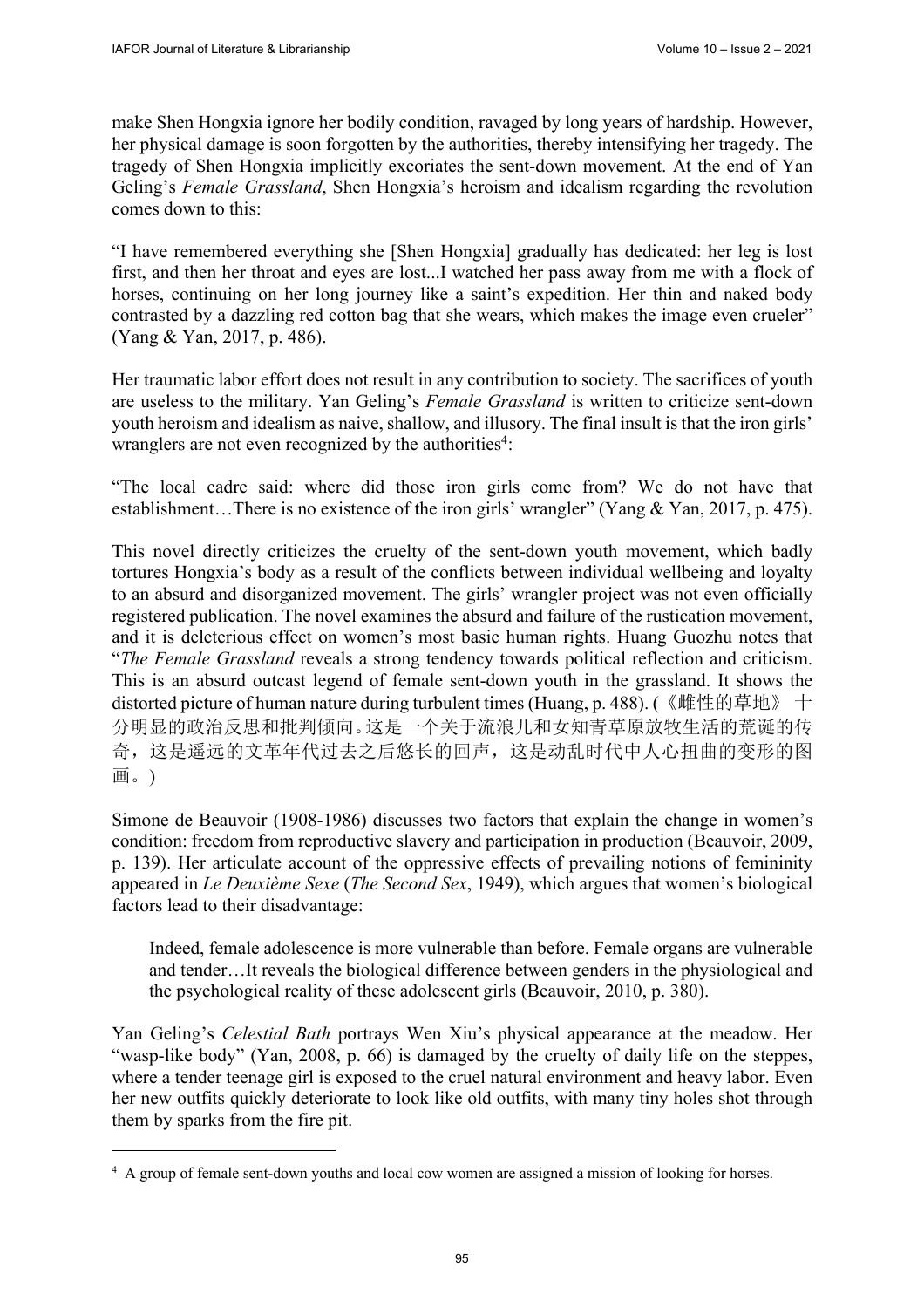make Shen Hongxia ignore her bodily condition, ravaged by long years of hardship. However, her physical damage is soon forgotten by the authorities, thereby intensifying her tragedy. The tragedy of Shen Hongxia implicitly excoriates the sent-down movement. At the end of Yan Geling's *Female Grassland*, Shen Hongxia's heroism and idealism regarding the revolution comes down to this:

"I have remembered everything she [Shen Hongxia] gradually has dedicated: her leg is lost first, and then her throat and eyes are lost...I watched her pass away from me with a flock of horses, continuing on her long journey like a saint's expedition. Her thin and naked body contrasted by a dazzling red cotton bag that she wears, which makes the image even crueler" (Yang & Yan, 2017, p. 486).

Her traumatic labor effort does not result in any contribution to society. The sacrifices of youth are useless to the military. Yan Geling's *Female Grassland* is written to criticize sent-down youth heroism and idealism as naive, shallow, and illusory. The final insult is that the iron girls' wranglers are not even recognized by the authorities[4]:

"The local cadre said: where did those iron girls come from? We do not have that establishment…There is no existence of the iron girls' wrangler" (Yang & Yan, 2017, p. 475).

This novel directly criticizes the cruelty of the sent-down youth movement, which badly tortures Hongxia's body as a result of the conflicts between individual wellbeing and loyalty to an absurd and disorganized movement. The girls' wrangler project was not even officially registered publication. The novel examines the absurd and failure of the rustication movement, and it is deleterious effect on women's most basic human rights. Huang Guozhu notes that "*The Female Grassland* reveals a strong tendency towards political reflection and criticism. This is an absurd outcast legend of female sent-down youth in the grassland. It shows the distorted picture of human nature during turbulent times (Huang, p. 488). (《雌性的草地》十分明显的政治反思和批判倾向。这是一个关于流浪儿和女知青草原放牧生活的荒诞的传奇，这是遥远的文革年代过去之后悠长的回声，这是动乱时代中人心扭曲的变形的图画。)

Simone de Beauvoir (1908-1986) discusses two factors that explain the change in women's condition: freedom from reproductive slavery and participation in production (Beauvoir, 2009, p. 139). Her articulate account of the oppressive effects of prevailing notions of femininity appeared in *Le Deuxième Sexe* (*The Second Sex*, 1949), which argues that women's biological factors lead to their disadvantage:

> Indeed, female adolescence is more vulnerable than before. Female organs are vulnerable and tender…It reveals the biological difference between genders in the physiological and the psychological reality of these adolescent girls (Beauvoir, 2010, p. 380).

Yan Geling's *Celestial Bath* portrays Wen Xiu's physical appearance at the meadow. Her "wasp-like body" (Yan, 2008, p. 66) is damaged by the cruelty of daily life on the steppes, where a tender teenage girl is exposed to the cruel natural environment and heavy labor. Even her new outfits quickly deteriorate to look like old outfits, with many tiny holes shot through them by sparks from the fire pit.

---

[4] A group of female sent-down youths and local cow women are assigned a mission of looking for horses.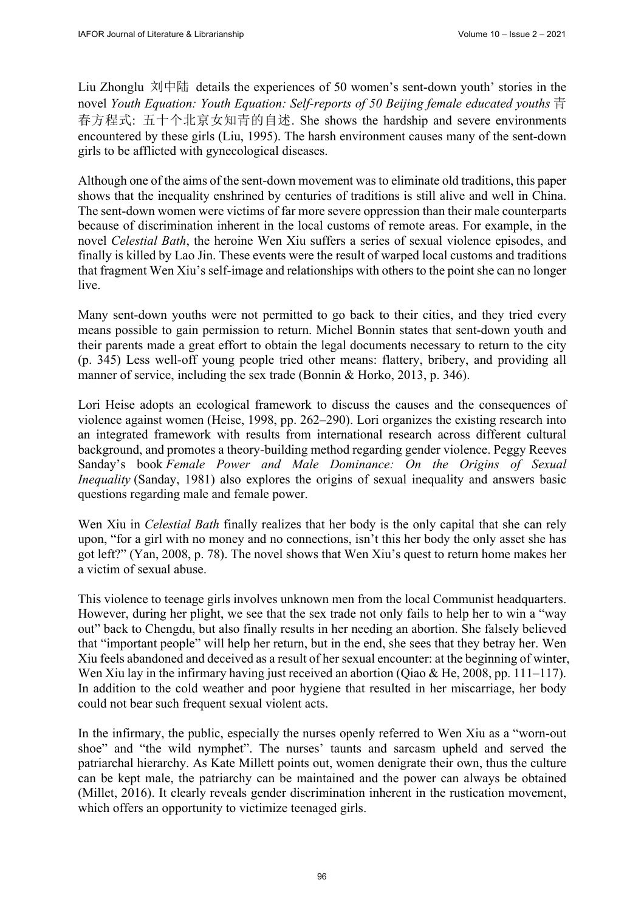Liu Zhonglu 刘中陆 details the experiences of 50 women's sent-down youth' stories in the novel *Youth Equation: Youth Equation: Self-reports of 50 Beijing female educated youths* 青春方程式: 五十个北京女知青的自述. She shows the hardship and severe environments encountered by these girls (Liu, 1995). The harsh environment causes many of the sent-down girls to be afflicted with gynecological diseases.

Although one of the aims of the sent-down movement was to eliminate old traditions, this paper shows that the inequality enshrined by centuries of traditions is still alive and well in China. The sent-down women were victims of far more severe oppression than their male counterparts because of discrimination inherent in the local customs of remote areas. For example, in the novel *Celestial Bath*, the heroine Wen Xiu suffers a series of sexual violence episodes, and finally is killed by Lao Jin. These events were the result of warped local customs and traditions that fragment Wen Xiu's self-image and relationships with others to the point she can no longer live.

Many sent-down youths were not permitted to go back to their cities, and they tried every means possible to gain permission to return. Michel Bonnin states that sent-down youth and their parents made a great effort to obtain the legal documents necessary to return to the city (p. 345) Less well-off young people tried other means: flattery, bribery, and providing all manner of service, including the sex trade (Bonnin & Horko, 2013, p. 346).

Lori Heise adopts an ecological framework to discuss the causes and the consequences of violence against women (Heise, 1998, pp. 262–290). Lori organizes the existing research into an integrated framework with results from international research across different cultural background, and promotes a theory-building method regarding gender violence. Peggy Reeves Sanday's book *Female Power and Male Dominance: On the Origins of Sexual Inequality* (Sanday, 1981) also explores the origins of sexual inequality and answers basic questions regarding male and female power.

Wen Xiu in *Celestial Bath* finally realizes that her body is the only capital that she can rely upon, "for a girl with no money and no connections, isn't this her body the only asset she has got left?" (Yan, 2008, p. 78). The novel shows that Wen Xiu's quest to return home makes her a victim of sexual abuse.

This violence to teenage girls involves unknown men from the local Communist headquarters. However, during her plight, we see that the sex trade not only fails to help her to win a "way out" back to Chengdu, but also finally results in her needing an abortion. She falsely believed that "important people" will help her return, but in the end, she sees that they betray her. Wen Xiu feels abandoned and deceived as a result of her sexual encounter: at the beginning of winter, Wen Xiu lay in the infirmary having just received an abortion (Qiao & He, 2008, pp. 111–117). In addition to the cold weather and poor hygiene that resulted in her miscarriage, her body could not bear such frequent sexual violent acts.

In the infirmary, the public, especially the nurses openly referred to Wen Xiu as a "worn-out shoe" and "the wild nymphet". The nurses' taunts and sarcasm upheld and served the patriarchal hierarchy. As Kate Millett points out, women denigrate their own, thus the culture can be kept male, the patriarchy can be maintained and the power can always be obtained (Millet, 2016). It clearly reveals gender discrimination inherent in the rustication movement, which offers an opportunity to victimize teenaged girls.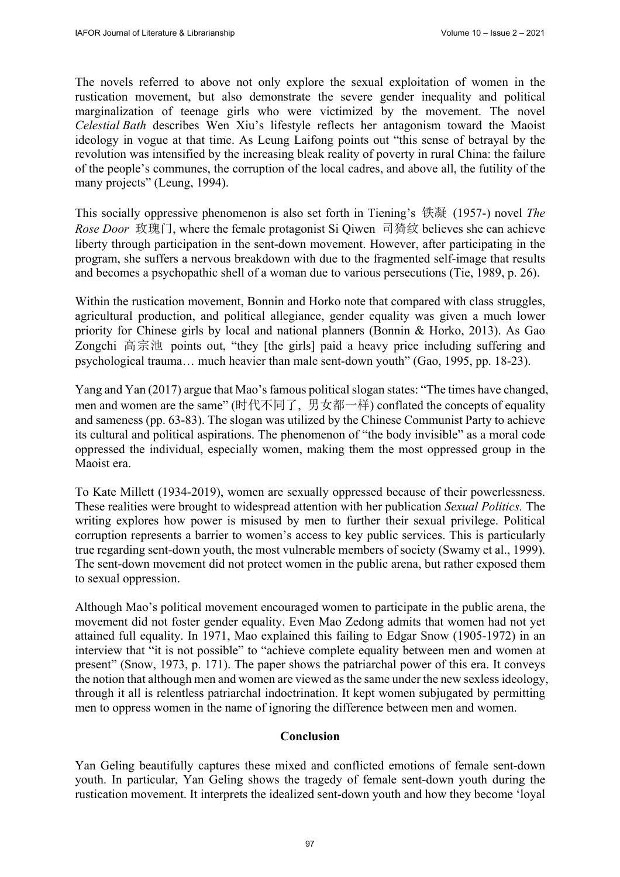The novels referred to above not only explore the sexual exploitation of women in the rustication movement, but also demonstrate the severe gender inequality and political marginalization of teenage girls who were victimized by the movement. The novel *Celestial Bath* describes Wen Xiu's lifestyle reflects her antagonism toward the Maoist ideology in vogue at that time. As Leung Laifong points out "this sense of betrayal by the revolution was intensified by the increasing bleak reality of poverty in rural China: the failure of the people's communes, the corruption of the local cadres, and above all, the futility of the many projects" (Leung, 1994).

This socially oppressive phenomenon is also set forth in Tiening's 铁凝 (1957-) novel *The Rose Door* 玫瑰门, where the female protagonist Si Qiwen 司猗纹 believes she can achieve liberty through participation in the sent-down movement. However, after participating in the program, she suffers a nervous breakdown with due to the fragmented self-image that results and becomes a psychopathic shell of a woman due to various persecutions (Tie, 1989, p. 26).

Within the rustication movement, Bonnin and Horko note that compared with class struggles, agricultural production, and political allegiance, gender equality was given a much lower priority for Chinese girls by local and national planners (Bonnin & Horko, 2013). As Gao Zongchi 高宗池 points out, "they [the girls] paid a heavy price including suffering and psychological trauma… much heavier than male sent-down youth" (Gao, 1995, pp. 18-23).

Yang and Yan (2017) argue that Mao's famous political slogan states: "The times have changed, men and women are the same" (时代不同了，男女都一样) conflated the concepts of equality and sameness (pp. 63-83). The slogan was utilized by the Chinese Communist Party to achieve its cultural and political aspirations. The phenomenon of "the body invisible" as a moral code oppressed the individual, especially women, making them the most oppressed group in the Maoist era.

To Kate Millett (1934-2019), women are sexually oppressed because of their powerlessness. These realities were brought to widespread attention with her publication *Sexual Politics.* The writing explores how power is misused by men to further their sexual privilege. Political corruption represents a barrier to women's access to key public services. This is particularly true regarding sent-down youth, the most vulnerable members of society (Swamy et al., 1999). The sent-down movement did not protect women in the public arena, but rather exposed them to sexual oppression.

Although Mao's political movement encouraged women to participate in the public arena, the movement did not foster gender equality. Even Mao Zedong admits that women had not yet attained full equality. In 1971, Mao explained this failing to Edgar Snow (1905-1972) in an interview that "it is not possible" to "achieve complete equality between men and women at present" (Snow, 1973, p. 171). The paper shows the patriarchal power of this era. It conveys the notion that although men and women are viewed as the same under the new sexless ideology, through it all is relentless patriarchal indoctrination. It kept women subjugated by permitting men to oppress women in the name of ignoring the difference between men and women.

## Conclusion

Yan Geling beautifully captures these mixed and conflicted emotions of female sent-down youth. In particular, Yan Geling shows the tragedy of female sent-down youth during the rustication movement. It interprets the idealized sent-down youth and how they become 'loyal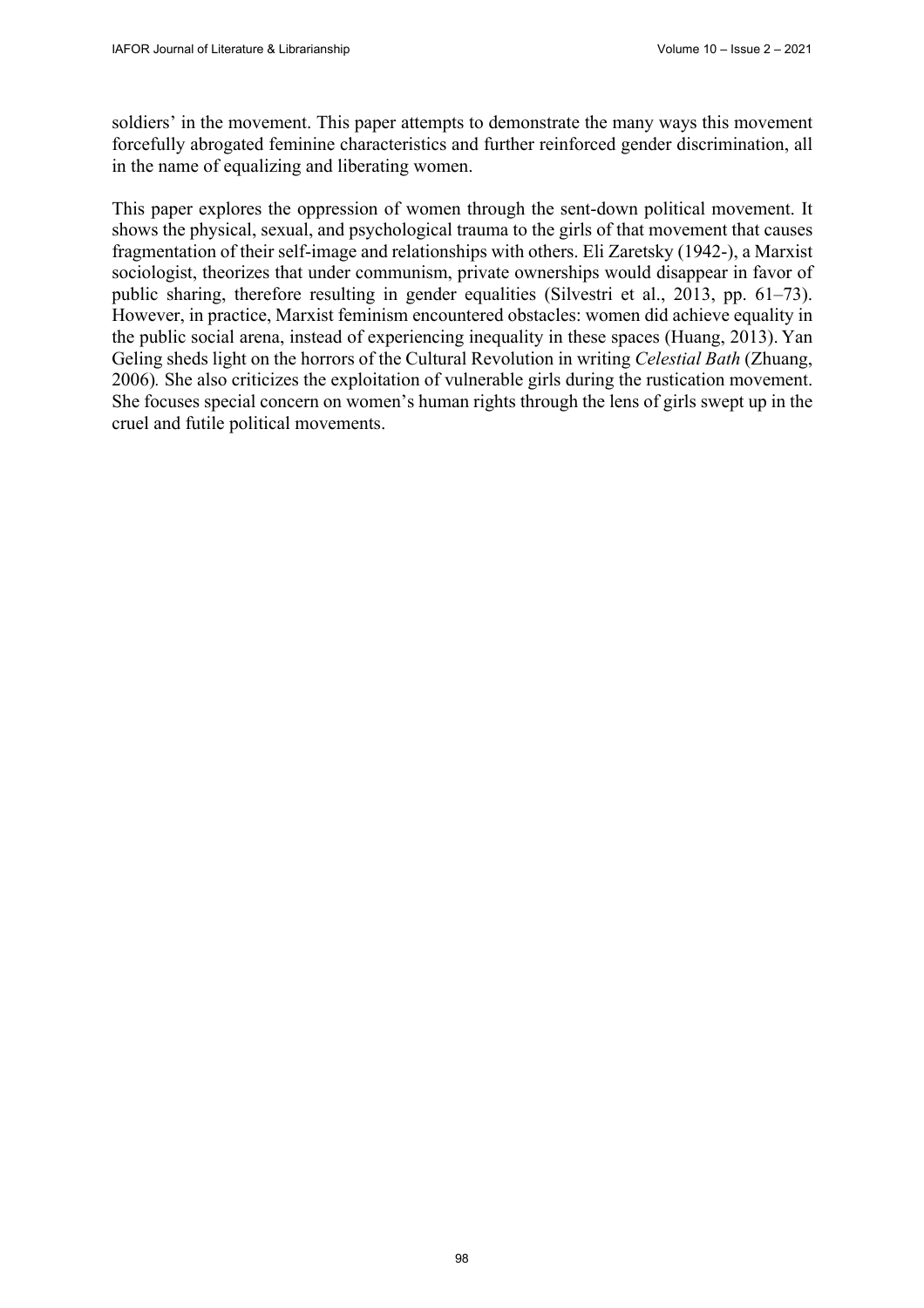soldiers' in the movement. This paper attempts to demonstrate the many ways this movement forcefully abrogated feminine characteristics and further reinforced gender discrimination, all in the name of equalizing and liberating women.

This paper explores the oppression of women through the sent-down political movement. It shows the physical, sexual, and psychological trauma to the girls of that movement that causes fragmentation of their self-image and relationships with others. Eli Zaretsky (1942-), a Marxist sociologist, theorizes that under communism, private ownerships would disappear in favor of public sharing, therefore resulting in gender equalities (Silvestri et al., 2013, pp. 61–73). However, in practice, Marxist feminism encountered obstacles: women did achieve equality in the public social arena, instead of experiencing inequality in these spaces (Huang, 2013). Yan Geling sheds light on the horrors of the Cultural Revolution in writing *Celestial Bath* (Zhuang, 2006). She also criticizes the exploitation of vulnerable girls during the rustication movement. She focuses special concern on women's human rights through the lens of girls swept up in the cruel and futile political movements.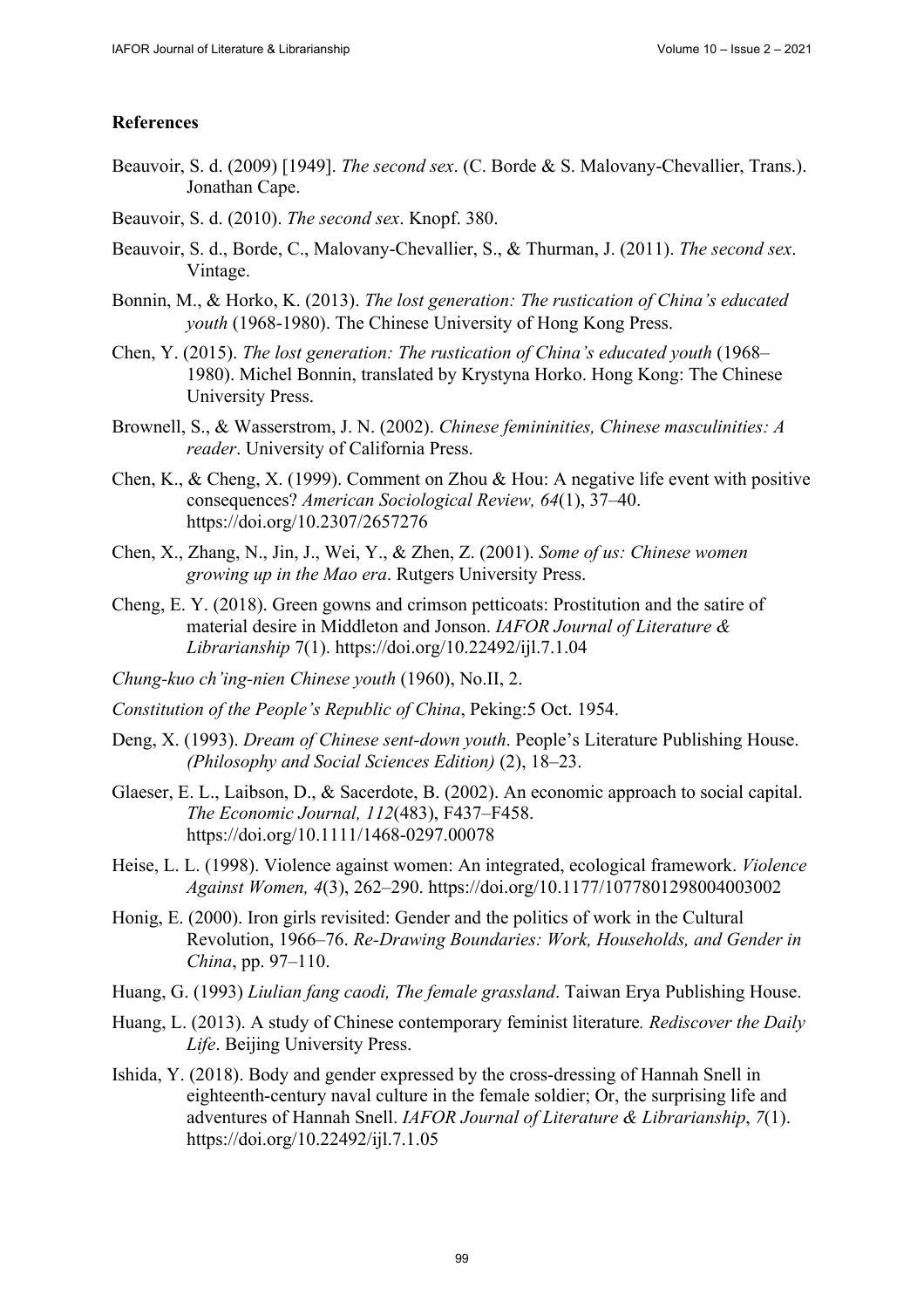## References

Beauvoir, S. d. (2009) [1949]. *The second sex*. (C. Borde & S. Malovany-Chevallier, Trans.). Jonathan Cape.

Beauvoir, S. d. (2010). *The second sex*. Knopf. 380.

Beauvoir, S. d., Borde, C., Malovany-Chevallier, S., & Thurman, J. (2011). *The second sex*. Vintage.

Bonnin, M., & Horko, K. (2013). *The lost generation: The rustication of China's educated youth* (1968-1980). The Chinese University of Hong Kong Press.

Chen, Y. (2015). *The lost generation: The rustication of China's educated youth* (1968–1980). Michel Bonnin, translated by Krystyna Horko. Hong Kong: The Chinese University Press.

Brownell, S., & Wasserstrom, J. N. (2002). *Chinese femininities, Chinese masculinities: A reader*. University of California Press.

Chen, K., & Cheng, X. (1999). Comment on Zhou & Hou: A negative life event with positive consequences? *American Sociological Review, 64*(1), 37–40. https://doi.org/10.2307/2657276

Chen, X., Zhang, N., Jin, J., Wei, Y., & Zhen, Z. (2001). *Some of us: Chinese women growing up in the Mao era*. Rutgers University Press.

Cheng, E. Y. (2018). Green gowns and crimson petticoats: Prostitution and the satire of material desire in Middleton and Jonson. *IAFOR Journal of Literature & Librarianship* 7(1). https://doi.org/10.22492/ijl.7.1.04

*Chung-kuo ch'ing-nien Chinese youth* (1960), No.II, 2.

*Constitution of the People's Republic of China*, Peking:5 Oct. 1954.

Deng, X. (1993). *Dream of Chinese sent-down youth*. People's Literature Publishing House. *(Philosophy and Social Sciences Edition)* (2), 18–23.

Glaeser, E. L., Laibson, D., & Sacerdote, B. (2002). An economic approach to social capital. *The Economic Journal, 112*(483), F437–F458. https://doi.org/10.1111/1468-0297.00078

Heise, L. L. (1998). Violence against women: An integrated, ecological framework. *Violence Against Women, 4*(3), 262–290. https://doi.org/10.1177/1077801298004003002

Honig, E. (2000). Iron girls revisited: Gender and the politics of work in the Cultural Revolution, 1966–76. *Re-Drawing Boundaries: Work, Households, and Gender in China*, pp. 97–110.

Huang, G. (1993) *Liulian fang caodi, The female grassland*. Taiwan Erya Publishing House.

Huang, L. (2013). A study of Chinese contemporary feminist literature*. Rediscover the Daily Life*. Beijing University Press.

Ishida, Y. (2018). Body and gender expressed by the cross-dressing of Hannah Snell in eighteenth-century naval culture in the female soldier; Or, the surprising life and adventures of Hannah Snell. *IAFOR Journal of Literature & Librarianship*, *7*(1). https://doi.org/10.22492/ijl.7.1.05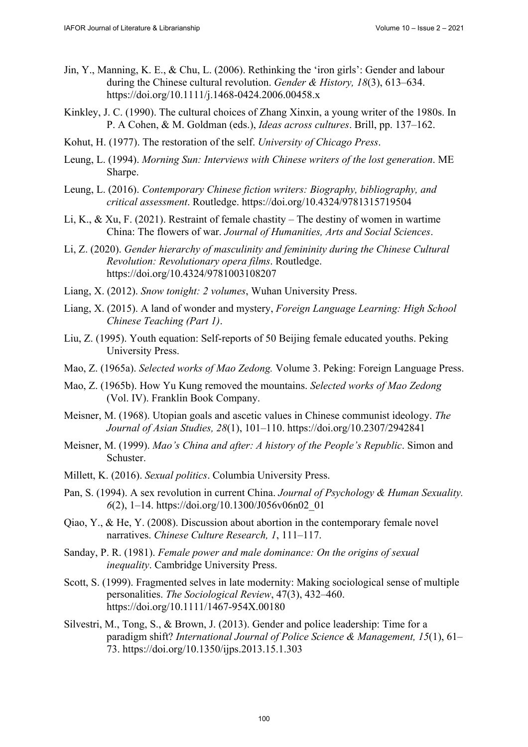Jin, Y., Manning, K. E., & Chu, L. (2006). Rethinking the 'iron girls': Gender and labour during the Chinese cultural revolution. *Gender & History, 18*(3), 613–634. https://doi.org/10.1111/j.1468-0424.2006.00458.x

Kinkley, J. C. (1990). The cultural choices of Zhang Xinxin, a young writer of the 1980s. In P. A Cohen, & M. Goldman (eds.), *Ideas across cultures*. Brill, pp. 137–162.

Kohut, H. (1977). The restoration of the self. *University of Chicago Press*.

Leung, L. (1994). *Morning Sun: Interviews with Chinese writers of the lost generation*. ME Sharpe.

Leung, L. (2016). *Contemporary Chinese fiction writers: Biography, bibliography, and critical assessment*. Routledge. https://doi.org/10.4324/9781315719504

Li, K., & Xu, F. (2021). Restraint of female chastity – The destiny of women in wartime China: The flowers of war. *Journal of Humanities, Arts and Social Sciences*.

Li, Z. (2020). *Gender hierarchy of masculinity and femininity during the Chinese Cultural Revolution: Revolutionary opera films*. Routledge. https://doi.org/10.4324/9781003108207

Liang, X. (2012). *Snow tonight: 2 volumes*, Wuhan University Press.

Liang, X. (2015). A land of wonder and mystery, *Foreign Language Learning: High School Chinese Teaching (Part 1)*.

Liu, Z. (1995). Youth equation: Self-reports of 50 Beijing female educated youths. Peking University Press.

Mao, Z. (1965a). *Selected works of Mao Zedong.* Volume 3. Peking: Foreign Language Press.

Mao, Z. (1965b). How Yu Kung removed the mountains. *Selected works of Mao Zedong* (Vol. IV). Franklin Book Company.

Meisner, M. (1968). Utopian goals and ascetic values in Chinese communist ideology. *The Journal of Asian Studies, 28*(1), 101–110. https://doi.org/10.2307/2942841

Meisner, M. (1999). *Mao's China and after: A history of the People's Republic*. Simon and Schuster.

Millett, K. (2016). *Sexual politics*. Columbia University Press.

Pan, S. (1994). A sex revolution in current China. *Journal of Psychology & Human Sexuality. 6*(2), 1–14. https://doi.org/10.1300/J056v06n02_01

Qiao, Y., & He, Y. (2008). Discussion about abortion in the contemporary female novel narratives. *Chinese Culture Research, 1*, 111–117.

Sanday, P. R. (1981). *Female power and male dominance: On the origins of sexual inequality*. Cambridge University Press.

Scott, S. (1999). Fragmented selves in late modernity: Making sociological sense of multiple personalities. *The Sociological Review*, 47(3), 432–460. https://doi.org/10.1111/1467-954X.00180

Silvestri, M., Tong, S., & Brown, J. (2013). Gender and police leadership: Time for a paradigm shift? *International Journal of Police Science & Management, 15*(1), 61–73. https://doi.org/10.1350/ijps.2013.15.1.303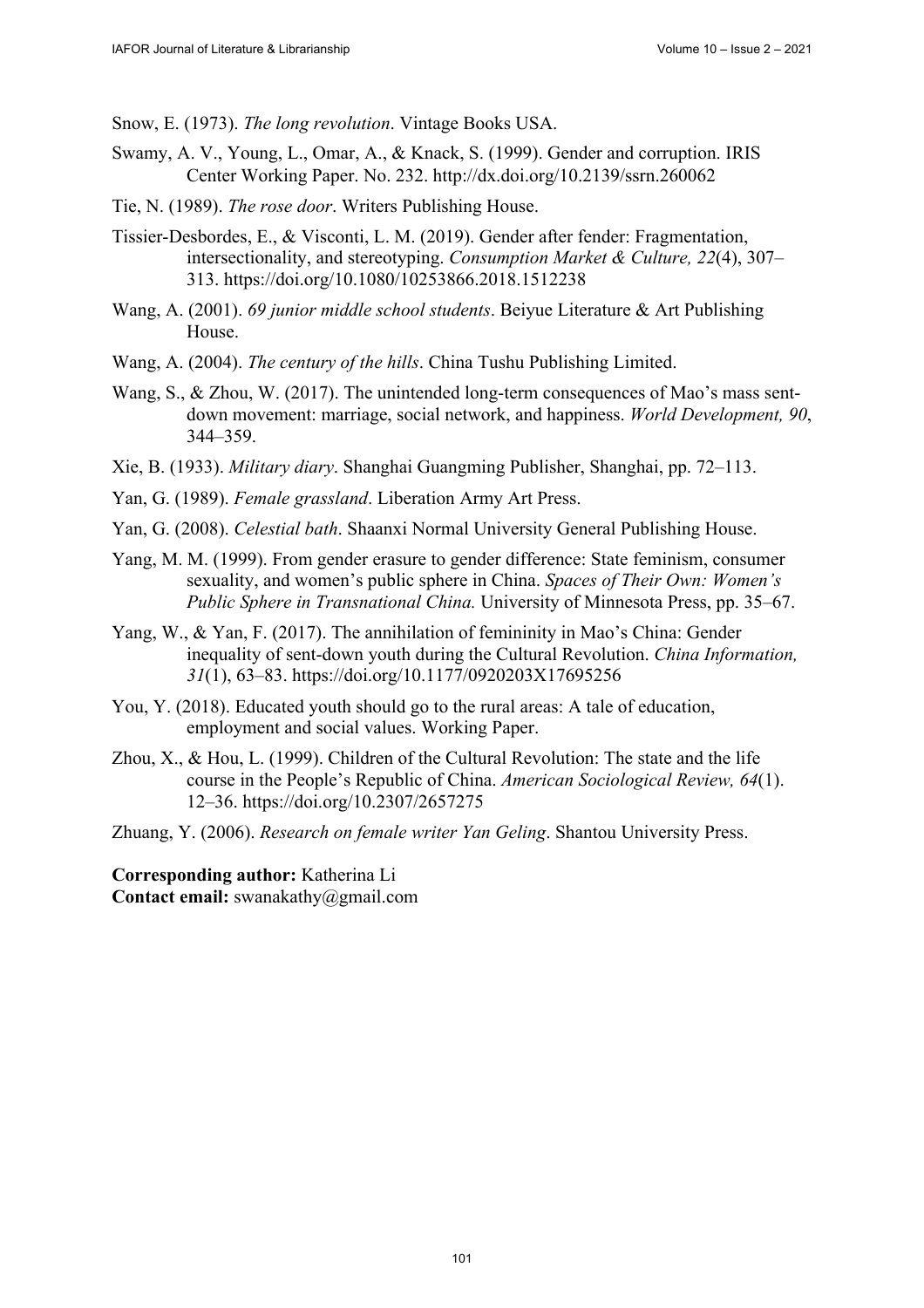Snow, E. (1973). *The long revolution*. Vintage Books USA.

Swamy, A. V., Young, L., Omar, A., & Knack, S. (1999). Gender and corruption. IRIS Center Working Paper. No. 232. http://dx.doi.org/10.2139/ssrn.260062

Tie, N. (1989). *The rose door*. Writers Publishing House.

Tissier-Desbordes, E., & Visconti, L. M. (2019). Gender after fender: Fragmentation, intersectionality, and stereotyping. *Consumption Market & Culture, 22*(4), 307–313. https://doi.org/10.1080/10253866.2018.1512238

Wang, A. (2001). *69 junior middle school students*. Beiyue Literature & Art Publishing House.

Wang, A. (2004). *The century of the hills*. China Tushu Publishing Limited.

Wang, S., & Zhou, W. (2017). The unintended long-term consequences of Mao's mass sent-down movement: marriage, social network, and happiness. *World Development, 90*, 344–359.

Xie, B. (1933). *Military diary*. Shanghai Guangming Publisher, Shanghai, pp. 72–113.

Yan, G. (1989). *Female grassland*. Liberation Army Art Press.

Yan, G. (2008). *Celestial bath*. Shaanxi Normal University General Publishing House.

Yang, M. M. (1999). From gender erasure to gender difference: State feminism, consumer sexuality, and women's public sphere in China. *Spaces of Their Own: Women's Public Sphere in Transnational China.* University of Minnesota Press, pp. 35–67.

Yang, W., & Yan, F. (2017). The annihilation of femininity in Mao's China: Gender inequality of sent-down youth during the Cultural Revolution. *China Information, 31*(1), 63–83. https://doi.org/10.1177/0920203X17695256

You, Y. (2018). Educated youth should go to the rural areas: A tale of education, employment and social values. Working Paper.

Zhou, X., & Hou, L. (1999). Children of the Cultural Revolution: The state and the life course in the People's Republic of China. *American Sociological Review, 64*(1). 12–36. https://doi.org/10.2307/2657275

Zhuang, Y. (2006). *Research on female writer Yan Geling*. Shantou University Press.

**Corresponding author:** Katherina Li
**Contact email:** swanakathy@gmail.com